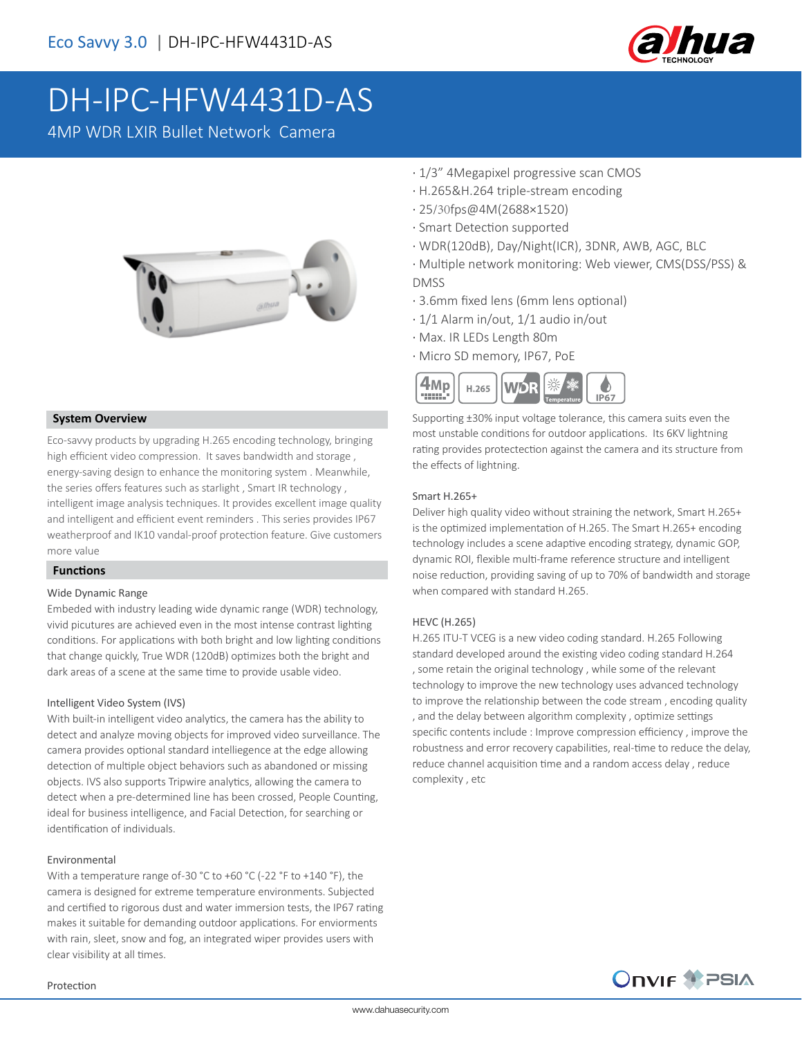# DH-IPC-HFW4431D-AS

4MP WDR LXIR Bullet Network Camera

- 1/3" 4Megapixel progressive scan CMOS
- H.265&H.264 triple-stream encoding
- 25/30fps@4M(2688×1520)
- Smart Detection supported
- WDR(120dB), Day/Night(ICR), 3DNR, AWB, AGC, BLC
- Multiple network monitoring: Web viewer, CMS(DSS/PSS) & DMSS
- 3.6mm fixed lens (6mm lens optional)
- 1/1 Alarm in/out, 1/1 audio in/out
- Max. IR LEDs Length 80m
- Micro SD memory, IP67, PoE

## System Overview

Eco-savvy products by upgrading H.265 encoding technology, bringing high efficient video compression. It saves bandwidth and storage , energy-saving design to enhance the monitoring system . Meanwhile, the series offers features such as starlight , Smart IR technology , intelligent image analysis techniques. It provides excellent image quality and intelligent and efficient event reminders . This series provides IP67 weatherproof and IK10 vandal-proof protection feature. Give customers more value

## Functions

### Wide Dynamic Range

Embeded with industry leading wide dynamic range (WDR) technology, vivid picutures are achieved even in the most intense contrast lighting conditions. For applications with both bright and low lighting conditions that change quickly, True WDR (120dB) optimizes both the bright and dark areas of a scene at the same time to provide usable video.

### Intelligent Video System (IVS)

With built-in intelligent video analytics, the camera has the ability to detect and analyze moving objects for improved video surveillance. The camera provides optional standard intelliegence at the edge allowing detection of multiple object behaviors such as abandoned or missing objects. IVS also supports Tripwire analytics, allowing the camera to detect when a pre-determined line has been crossed, People Counting, ideal for business intelligence, and Facial Detection, for searching or identification of individuals.

### Environmental

With a temperature range of-30 °C to +60 °C (-22 °F to +140 °F), the camera is designed for extreme temperature environments. Subjected and certified to rigorous dust and water immersion tests, the IP67 rating makes it suitable for demanding outdoor applications. For enviorments with rain, sleet, snow and fog, an integrated wiper provides users with clear visibility at all times.

### Protection

Supporting ±30% input voltage tolerance, this camera suits even the most unstable conditions for outdoor applications. Its 6KV lightning rating provides protectection against the camera and its structure from the effects of lightning.

### Smart H.265+

Deliver high quality video without straining the network, Smart H.265+ is the optimized implementation of H.265. The Smart H.265+ encoding technology includes a scene adaptive encoding strategy, dynamic GOP, dynamic ROI, flexible multi-frame reference structure and intelligent noise reduction, providing saving of up to 70% of bandwidth and storage when compared with standard H.265.

### HEVC (H.265)

H.265 ITU-T VCEG is a new video coding standard. H.265 Following standard developed around the existing video coding standard H.264 , some retain the original technology , while some of the relevant technology to improve the new technology uses advanced technology to improve the relationship between the code stream , encoding quality , and the delay between algorithm complexity , optimize settings specific contents include : Improve compression efficiency , improve the robustness and error recovery capabilities, real-time to reduce the delay, reduce channel acquisition time and a random access delay , reduce complexity , etc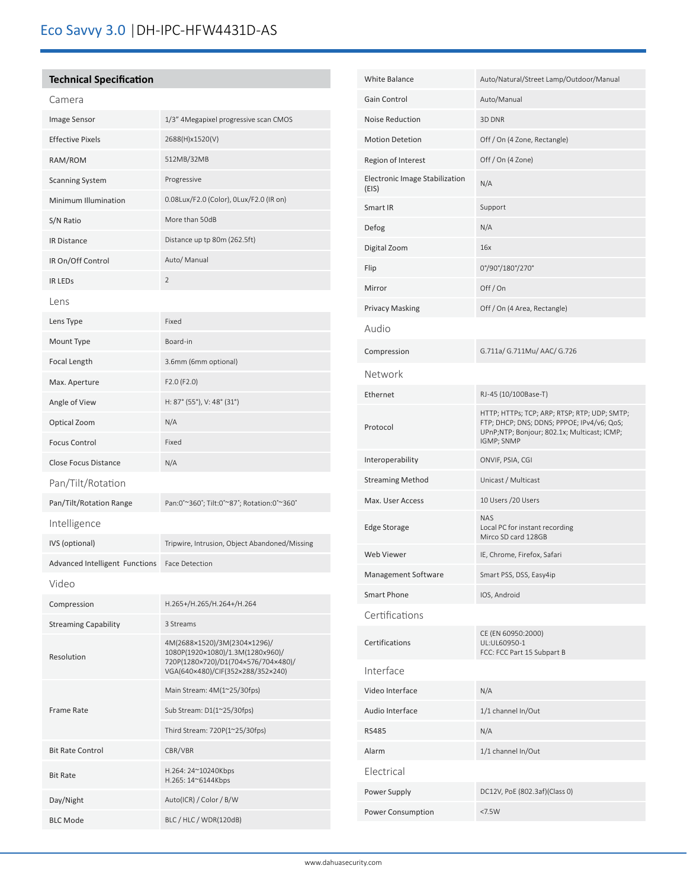# Eco Savvy 3.0 | DH-IPC-HFW4431D-AS

## Technical Specification

### Camera

| | |
|---|---|
| Image Sensor | 1/3" 4Megapixel progressive scan CMOS |
| Effective Pixels | 2688(H)x1520(V) |
| RAM/ROM | 512MB/32MB |
| Scanning System | Progressive |
| Minimum Illumination | 0.08Lux/F2.0 (Color), 0Lux/F2.0 (IR on) |
| S/N Ratio | More than 50dB |
| IR Distance | Distance up tp 80m (262.5ft) |
| IR On/Off Control | Auto/ Manual |
| IR LEDs | 2 |

### Lens

| | |
|---|---|
| Lens Type | Fixed |
| Mount Type | Board-in |
| Focal Length | 3.6mm (6mm optional) |
| Max. Aperture | F2.0 (F2.0) |
| Angle of View | H: 87° (55°), V: 48° (31°) |
| Optical Zoom | N/A |
| Focus Control | Fixed |
| Close Focus Distance | N/A |

### Pan/Tilt/Rotation

| | |
|---|---|
| Pan/Tilt/Rotation Range | Pan:0°~360°; Tilt:0°~87°; Rotation:0°~360° |

### Intelligence

| | |
|---|---|
| IVS (optional) | Tripwire, Intrusion, Object Abandoned/Missing |
| Advanced Intelligent Functions | Face Detection |

### Video

| | |
|---|---|
| Compression | H.265+/H.265/H.264+/H.264 |
| Streaming Capability | 3 Streams |
| Resolution | 4M(2688×1520)/3M(2304×1296)/ 1080P(1920×1080)/1.3M(1280×960)/ 720P(1280×720)/D1(704×576/704×480)/ VGA(640×480)/CIF(352×288/352×240) |
| Frame Rate | Main Stream: 4M(1~25/30fps) |
| | Sub Stream: D1(1~25/30fps) |
| | Third Stream: 720P(1~25/30fps) |
| Bit Rate Control | CBR/VBR |
| Bit Rate | H.264: 24~10240Kbps<br>H.265: 14~6144Kbps |
| Day/Night | Auto(ICR) / Color / B/W |
| BLC Mode | BLC / HLC / WDR(120dB) |
| White Balance | Auto/Natural/Street Lamp/Outdoor/Manual |
| Gain Control | Auto/Manual |
| Noise Reduction | 3D DNR |
| Motion Detetion | Off / On (4 Zone, Rectangle) |
| Region of Interest | Off / On (4 Zone) |
| Electronic Image Stabilization (EIS) | N/A |
| Smart IR | Support |
| Defog | N/A |
| Digital Zoom | 16x |
| Flip | 0°/90°/180°/270° |
| Mirror | Off / On |
| Privacy Masking | Off / On (4 Area, Rectangle) |

### Audio

| | |
|---|---|
| Compression | G.711a/ G.711Mu/ AAC/ G.726 |

### Network

| | |
|---|---|
| Ethernet | RJ-45 (10/100Base-T) |
| Protocol | HTTP; HTTPs; TCP; ARP; RTSP; RTP; UDP; SMTP; FTP; DHCP; DNS; DDNS; PPPOE; IPv4/v6; QoS; UPnP;NTP; Bonjour; 802.1x; Multicast; ICMP; IGMP; SNMP |
| Interoperability | ONVIF, PSIA, CGI |
| Streaming Method | Unicast / Multicast |
| Max. User Access | 10 Users /20 Users |
| Edge Storage | NAS<br>Local PC for instant recording<br>Mirco SD card 128GB |
| Web Viewer | IE, Chrome, Firefox, Safari |
| Management Software | Smart PSS, DSS, Easy4ip |
| Smart Phone | IOS, Android |

### Certifications

| | |
|---|---|
| Certifications | CE (EN 60950:2000)<br>UL:UL60950-1<br>FCC: FCC Part 15 Subpart B |

### Interface

| | |
|---|---|
| Video Interface | N/A |
| Audio Interface | 1/1 channel In/Out |
| RS485 | N/A |
| Alarm | 1/1 channel In/Out |

### Electrical

| | |
|---|---|
| Power Supply | DC12V, PoE (802.3af)(Class 0) |
| Power Consumption | <7.5W |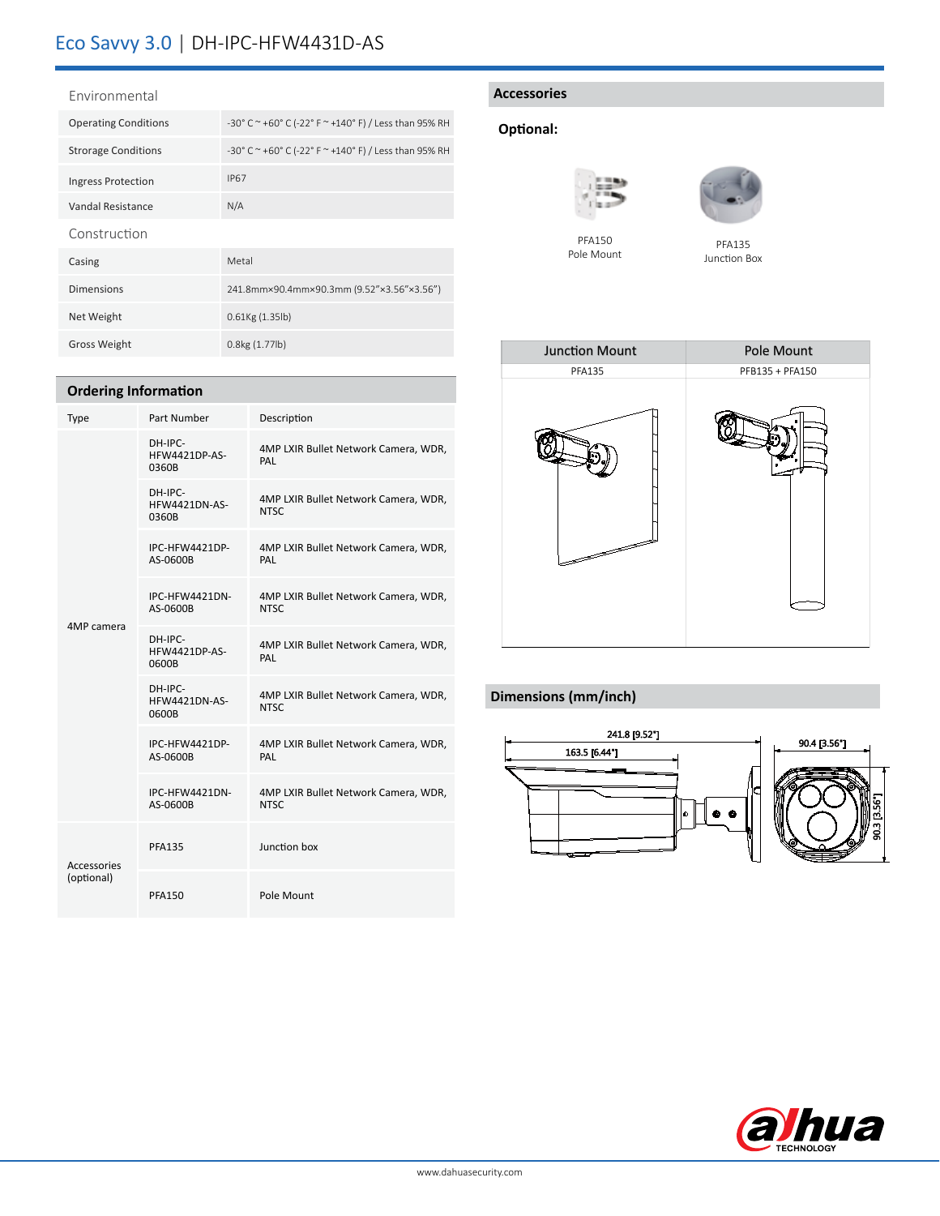# Eco Savvy 3.0 | DH-IPC-HFW4431D-AS

### Environmental

| | |
|---|---|
| Operating Conditions | -30° C ~ +60° C (-22° F ~ +140° F) / Less than 95% RH |
| Strorage Conditions | -30° C ~ +60° C (-22° F ~ +140° F) / Less than 95% RH |
| Ingress Protection | IP67 |
| Vandal Resistance | N/A |

### Construction

| | |
|---|---|
| Casing | Metal |
| Dimensions | 241.8mm×90.4mm×90.3mm (9.52"×3.56"×3.56") |
| Net Weight | 0.61Kg (1.35lb) |
| Gross Weight | 0.8kg (1.77lb) |

## Ordering Information

| Type | Part Number | Description |
|---|---|---|
| 4MP camera | DH-IPC-HFW4421DP-AS-0360B | 4MP LXIR Bullet Network Camera, WDR, PAL |
| | DH-IPC-HFW4421DN-AS-0360B | 4MP LXIR Bullet Network Camera, WDR, NTSC |
| | IPC-HFW4421DP-AS-0600B | 4MP LXIR Bullet Network Camera, WDR, PAL |
| | IPC-HFW4421DN-AS-0600B | 4MP LXIR Bullet Network Camera, WDR, NTSC |
| | DH-IPC-HFW4421DP-AS-0600B | 4MP LXIR Bullet Network Camera, WDR, PAL |
| | DH-IPC-HFW4421DN-AS-0600B | 4MP LXIR Bullet Network Camera, WDR, NTSC |
| | IPC-HFW4421DP-AS-0600B | 4MP LXIR Bullet Network Camera, WDR, PAL |
| | IPC-HFW4421DN-AS-0600B | 4MP LXIR Bullet Network Camera, WDR, NTSC |
| Accessories (optional) | PFA135 | Junction box |
| | PFA150 | Pole Mount |

## Accessories

**Optional:**

PFA150
Pole Mount

PFA135
Junction Box

| Junction Mount | Pole Mount |
|---|---|
| PFA135 | PFB135 + PFA150 |

## Dimensions (mm/inch)

241.8 [9.52"]
163.5 [6.44"]
90.4 [3.56"]
90.3 [3.56"]

www.dahuasecurity.com